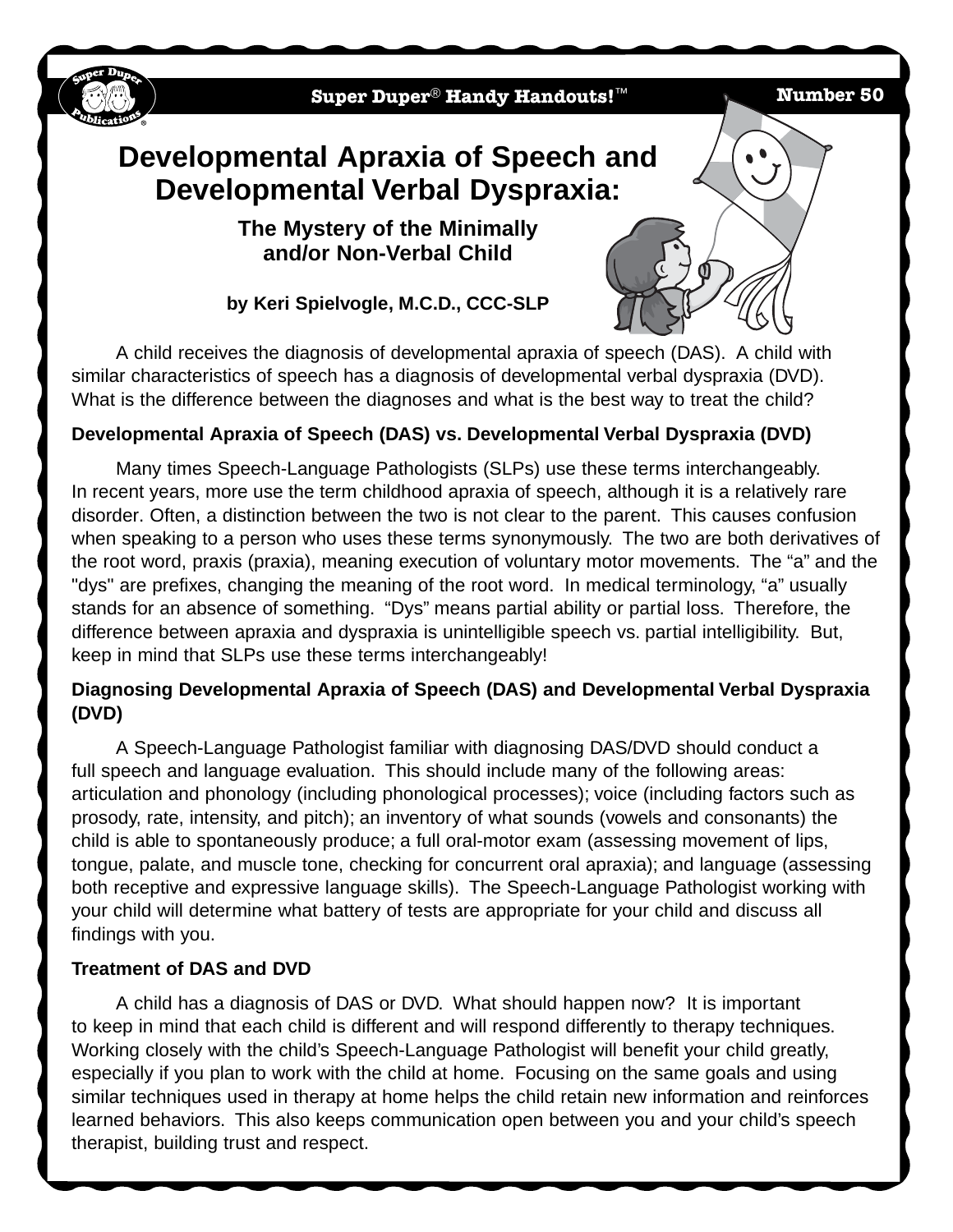Super Duper® Handy Handouts!™ Number 50

# Developmental Apraxia of Speech and Developmental Verbal Dyspraxia:

## The Mystery of the Minimally and/or Non-Verbal Child

**by Keri Spielvogle, M.C.D., CCC-SLP**

A child receives the diagnosis of developmental apraxia of speech (DAS). A child with similar characteristics of speech has a diagnosis of developmental verbal dyspraxia (DVD). What is the difference between the diagnoses and what is the best way to treat the child?

**Developmental Apraxia of Speech (DAS) vs. Developmental Verbal Dyspraxia (DVD)**

Many times Speech-Language Pathologists (SLPs) use these terms interchangeably. In recent years, more use the term childhood apraxia of speech, although it is a relatively rare disorder. Often, a distinction between the two is not clear to the parent. This causes confusion when speaking to a person who uses these terms synonymously. The two are both derivatives of the root word, praxis (praxia), meaning execution of voluntary motor movements. The "a" and the "dys" are prefixes, changing the meaning of the root word. In medical terminology, "a" usually stands for an absence of something. "Dys" means partial ability or partial loss. Therefore, the difference between apraxia and dyspraxia is unintelligible speech vs. partial intelligibility. But, keep in mind that SLPs use these terms interchangeably!

**Diagnosing Developmental Apraxia of Speech (DAS) and Developmental Verbal Dyspraxia (DVD)**

A Speech-Language Pathologist familiar with diagnosing DAS/DVD should conduct a full speech and language evaluation. This should include many of the following areas: articulation and phonology (including phonological processes); voice (including factors such as prosody, rate, intensity, and pitch); an inventory of what sounds (vowels and consonants) the child is able to spontaneously produce; a full oral-motor exam (assessing movement of lips, tongue, palate, and muscle tone, checking for concurrent oral apraxia); and language (assessing both receptive and expressive language skills). The Speech-Language Pathologist working with your child will determine what battery of tests are appropriate for your child and discuss all findings with you.

**Treatment of DAS and DVD**

A child has a diagnosis of DAS or DVD. What should happen now? It is important to keep in mind that each child is different and will respond differently to therapy techniques. Working closely with the child's Speech-Language Pathologist will benefit your child greatly, especially if you plan to work with the child at home. Focusing on the same goals and using similar techniques used in therapy at home helps the child retain new information and reinforces learned behaviors. This also keeps communication open between you and your child's speech therapist, building trust and respect.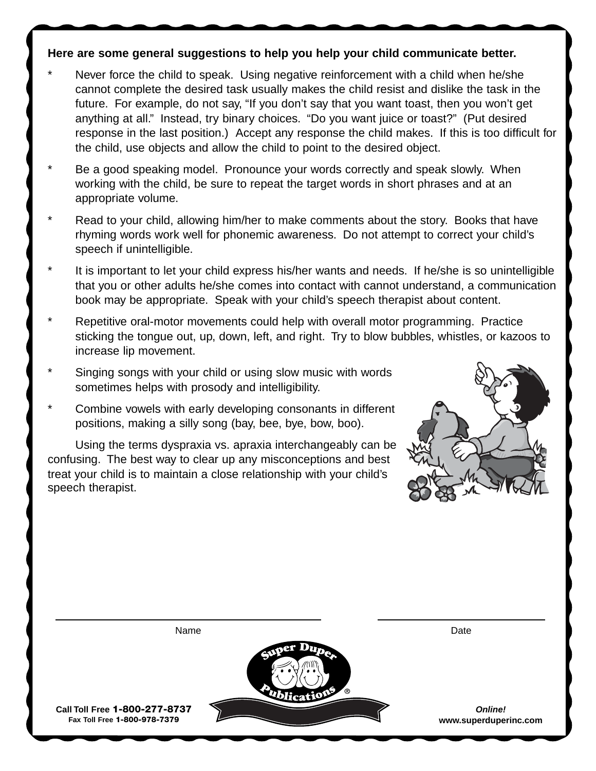**Here are some general suggestions to help you help your child communicate better.**

* Never force the child to speak. Using negative reinforcement with a child when he/she cannot complete the desired task usually makes the child resist and dislike the task in the future. For example, do not say, "If you don't say that you want toast, then you won't get anything at all." Instead, try binary choices. "Do you want juice or toast?" (Put desired response in the last position.) Accept any response the child makes. If this is too difficult for the child, use objects and allow the child to point to the desired object.

* Be a good speaking model. Pronounce your words correctly and speak slowly. When working with the child, be sure to repeat the target words in short phrases and at an appropriate volume.

* Read to your child, allowing him/her to make comments about the story. Books that have rhyming words work well for phonemic awareness. Do not attempt to correct your child's speech if unintelligible.

* It is important to let your child express his/her wants and needs. If he/she is so unintelligible that you or other adults he/she comes into contact with cannot understand, a communication book may be appropriate. Speak with your child's speech therapist about content.

* Repetitive oral-motor movements could help with overall motor programming. Practice sticking the tongue out, up, down, left, and right. Try to blow bubbles, whistles, or kazoos to increase lip movement.

* Singing songs with your child or using slow music with words sometimes helps with prosody and intelligibility.

* Combine vowels with early developing consonants in different positions, making a silly song (bay, bee, bye, bow, boo).

Using the terms dyspraxia vs. apraxia interchangeably can be confusing. The best way to clear up any misconceptions and best treat your child is to maintain a close relationship with your child's speech therapist.

Name ______________________ Date ______________

Super Duper Publications®

Call Toll Free 1-800-277-8737
Fax Toll Free 1-800-978-7379

*Online!*
www.superduperinc.com